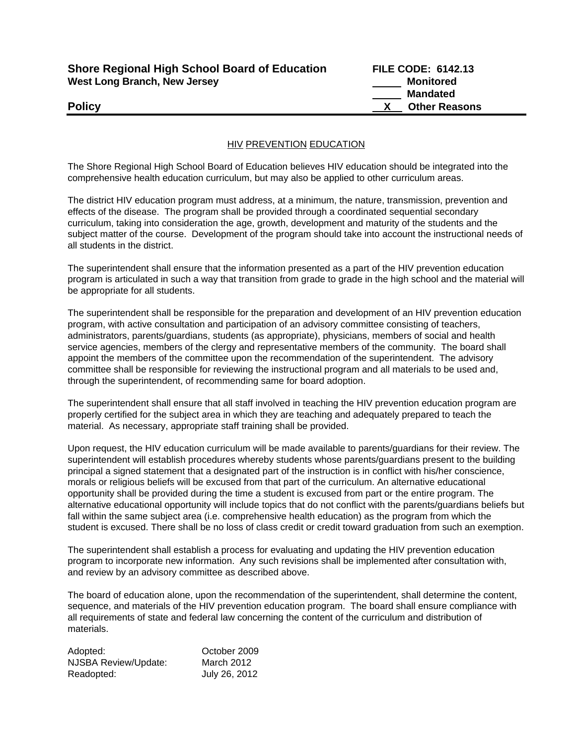**Shore Regional High School Board of Education**
**West Long Branch, New Jersey**

**FILE CODE: 6142.13**
\_\_\_\_\_ **Monitored**
\_\_\_\_\_ **Mandated**
\_\_X\_\_ **Other Reasons**

**Policy**

---

HIV PREVENTION EDUCATION

The Shore Regional High School Board of Education believes HIV education should be integrated into the comprehensive health education curriculum, but may also be applied to other curriculum areas.

The district HIV education program must address, at a minimum, the nature, transmission, prevention and effects of the disease. The program shall be provided through a coordinated sequential secondary curriculum, taking into consideration the age, growth, development and maturity of the students and the subject matter of the course. Development of the program should take into account the instructional needs of all students in the district.

The superintendent shall ensure that the information presented as a part of the HIV prevention education program is articulated in such a way that transition from grade to grade in the high school and the material will be appropriate for all students.

The superintendent shall be responsible for the preparation and development of an HIV prevention education program, with active consultation and participation of an advisory committee consisting of teachers, administrators, parents/guardians, students (as appropriate), physicians, members of social and health service agencies, members of the clergy and representative members of the community. The board shall appoint the members of the committee upon the recommendation of the superintendent. The advisory committee shall be responsible for reviewing the instructional program and all materials to be used and, through the superintendent, of recommending same for board adoption.

The superintendent shall ensure that all staff involved in teaching the HIV prevention education program are properly certified for the subject area in which they are teaching and adequately prepared to teach the material. As necessary, appropriate staff training shall be provided.

Upon request, the HIV education curriculum will be made available to parents/guardians for their review. The superintendent will establish procedures whereby students whose parents/guardians present to the building principal a signed statement that a designated part of the instruction is in conflict with his/her conscience, morals or religious beliefs will be excused from that part of the curriculum. An alternative educational opportunity shall be provided during the time a student is excused from part or the entire program. The alternative educational opportunity will include topics that do not conflict with the parents/guardians beliefs but fall within the same subject area (i.e. comprehensive health education) as the program from which the student is excused. There shall be no loss of class credit or credit toward graduation from such an exemption.

The superintendent shall establish a process for evaluating and updating the HIV prevention education program to incorporate new information. Any such revisions shall be implemented after consultation with, and review by an advisory committee as described above.

The board of education alone, upon the recommendation of the superintendent, shall determine the content, sequence, and materials of the HIV prevention education program. The board shall ensure compliance with all requirements of state and federal law concerning the content of the curriculum and distribution of materials.

| | |
|---|---|
| Adopted: | October 2009 |
| NJSBA Review/Update: | March 2012 |
| Readopted: | July 26, 2012 |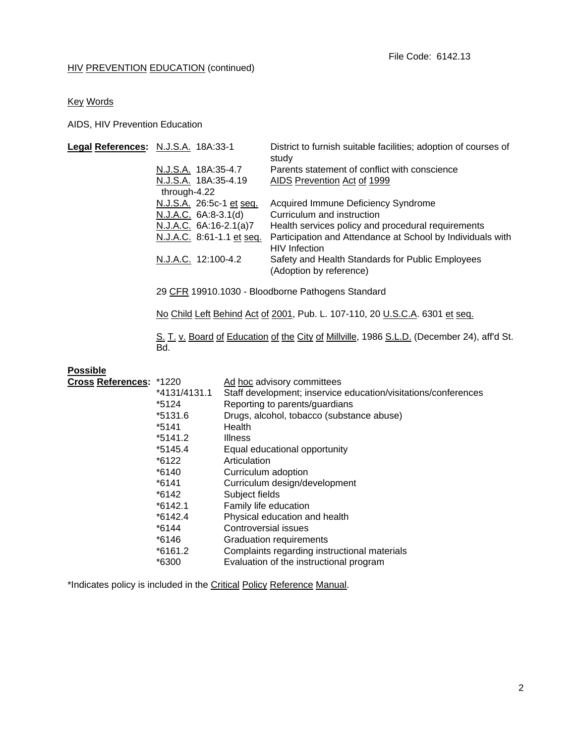File Code: 6142.13

HIV PREVENTION EDUCATION (continued)

Key Words

AIDS, HIV Prevention Education

**Legal References:**

| | |
|---|---|
| N.J.S.A. 18A:33-1 | District to furnish suitable facilities; adoption of courses of study |
| N.J.S.A. 18A:35-4.7 | Parents statement of conflict with conscience |
| N.J.S.A. 18A:35-4.19 through-4.22 | AIDS Prevention Act of 1999 |
| N.J.S.A. 26:5c-1 et seq. | Acquired Immune Deficiency Syndrome |
| N.J.A.C. 6A:8-3.1(d) | Curriculum and instruction |
| N.J.A.C. 6A:16-2.1(a)7 | Health services policy and procedural requirements |
| N.J.A.C. 8:61-1.1 et seq. | Participation and Attendance at School by Individuals with HIV Infection |
| N.J.A.C. 12:100-4.2 | Safety and Health Standards for Public Employees (Adoption by reference) |

29 CFR 19910.1030 - Bloodborne Pathogens Standard

No Child Left Behind Act of 2001, Pub. L. 107-110, 20 U.S.C.A. 6301 et seq.

S. T. v. Board of Education of the City of Millville, 1986 S.L.D. (December 24), aff'd St. Bd.

**Possible Cross References:**

| | |
|---|---|
| *1220 | Ad hoc advisory committees |
| *4131/4131.1 | Staff development; inservice education/visitations/conferences |
| *5124 | Reporting to parents/guardians |
| *5131.6 | Drugs, alcohol, tobacco (substance abuse) |
| *5141 | Health |
| *5141.2 | Illness |
| *5145.4 | Equal educational opportunity |
| *6122 | Articulation |
| *6140 | Curriculum adoption |
| *6141 | Curriculum design/development |
| *6142 | Subject fields |
| *6142.1 | Family life education |
| *6142.4 | Physical education and health |
| *6144 | Controversial issues |
| *6146 | Graduation requirements |
| *6161.2 | Complaints regarding instructional materials |
| *6300 | Evaluation of the instructional program |

*Indicates policy is included in the Critical Policy Reference Manual.